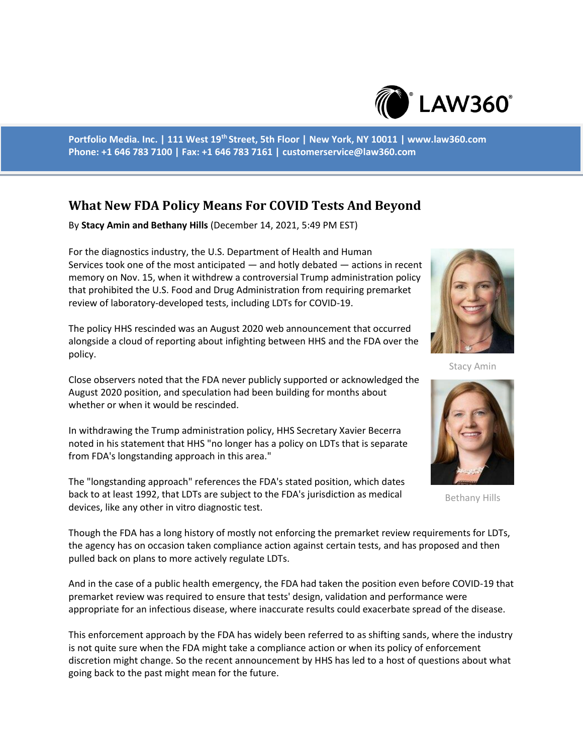Portfolio Media. Inc. | 111 West 19th Street, 5th Floor | New York, NY 10011 | www.law360.com
Phone: +1 646 783 7100 | Fax: +1 646 783 7161 | customerservice@law360.com

# What New FDA Policy Means For COVID Tests And Beyond

By **Stacy Amin and Bethany Hills** (December 14, 2021, 5:49 PM EST)

For the diagnostics industry, the U.S. Department of Health and Human Services took one of the most anticipated — and hotly debated — actions in recent memory on Nov. 15, when it withdrew a controversial Trump administration policy that prohibited the U.S. Food and Drug Administration from requiring premarket review of laboratory-developed tests, including LDTs for COVID-19.

Stacy Amin

Bethany Hills

The policy HHS rescinded was an August 2020 web announcement that occurred alongside a cloud of reporting about infighting between HHS and the FDA over the policy.

Close observers noted that the FDA never publicly supported or acknowledged the August 2020 position, and speculation had been building for months about whether or when it would be rescinded.

In withdrawing the Trump administration policy, HHS Secretary Xavier Becerra noted in his statement that HHS "no longer has a policy on LDTs that is separate from FDA's longstanding approach in this area."

The "longstanding approach" references the FDA's stated position, which dates back to at least 1992, that LDTs are subject to the FDA's jurisdiction as medical devices, like any other in vitro diagnostic test.

Though the FDA has a long history of mostly not enforcing the premarket review requirements for LDTs, the agency has on occasion taken compliance action against certain tests, and has proposed and then pulled back on plans to more actively regulate LDTs.

And in the case of a public health emergency, the FDA had taken the position even before COVID-19 that premarket review was required to ensure that tests' design, validation and performance were appropriate for an infectious disease, where inaccurate results could exacerbate spread of the disease.

This enforcement approach by the FDA has widely been referred to as shifting sands, where the industry is not quite sure when the FDA might take a compliance action or when its policy of enforcement discretion might change. So the recent announcement by HHS has led to a host of questions about what going back to the past might mean for the future.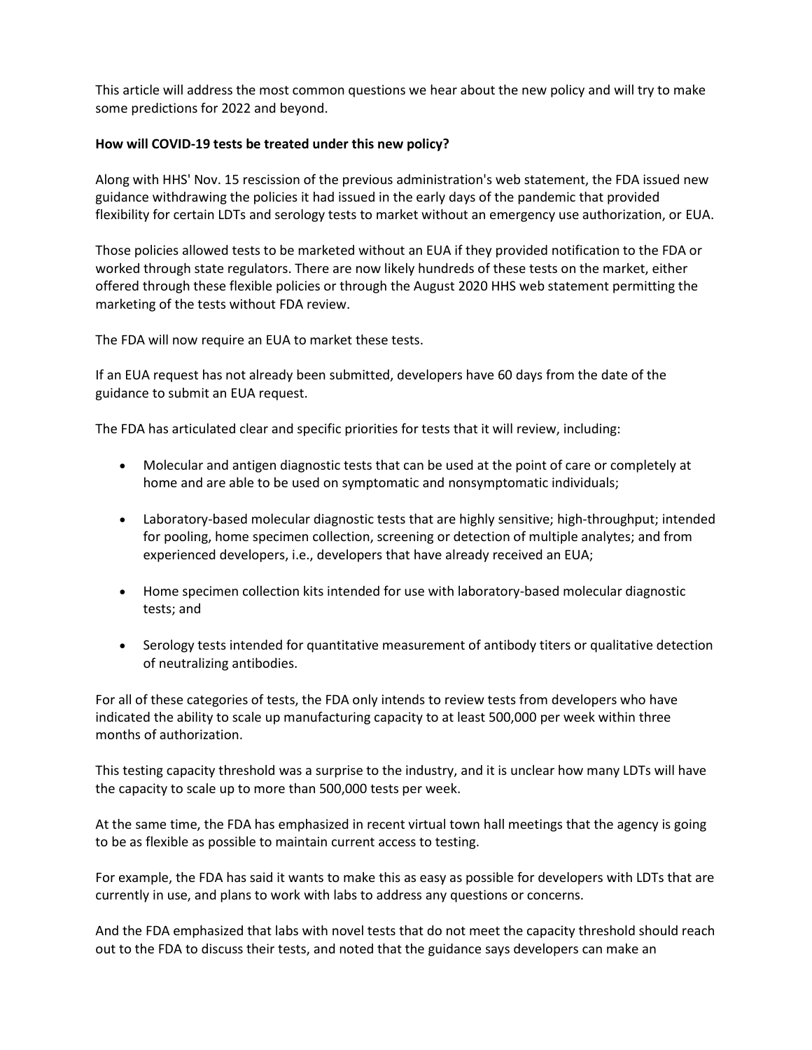This article will address the most common questions we hear about the new policy and will try to make some predictions for 2022 and beyond.

**How will COVID-19 tests be treated under this new policy?**

Along with HHS' Nov. 15 rescission of the previous administration's web statement, the FDA issued new guidance withdrawing the policies it had issued in the early days of the pandemic that provided flexibility for certain LDTs and serology tests to market without an emergency use authorization, or EUA.

Those policies allowed tests to be marketed without an EUA if they provided notification to the FDA or worked through state regulators. There are now likely hundreds of these tests on the market, either offered through these flexible policies or through the August 2020 HHS web statement permitting the marketing of the tests without FDA review.

The FDA will now require an EUA to market these tests.

If an EUA request has not already been submitted, developers have 60 days from the date of the guidance to submit an EUA request.

The FDA has articulated clear and specific priorities for tests that it will review, including:

- Molecular and antigen diagnostic tests that can be used at the point of care or completely at home and are able to be used on symptomatic and nonsymptomatic individuals;
- Laboratory-based molecular diagnostic tests that are highly sensitive; high-throughput; intended for pooling, home specimen collection, screening or detection of multiple analytes; and from experienced developers, i.e., developers that have already received an EUA;
- Home specimen collection kits intended for use with laboratory-based molecular diagnostic tests; and
- Serology tests intended for quantitative measurement of antibody titers or qualitative detection of neutralizing antibodies.

For all of these categories of tests, the FDA only intends to review tests from developers who have indicated the ability to scale up manufacturing capacity to at least 500,000 per week within three months of authorization.

This testing capacity threshold was a surprise to the industry, and it is unclear how many LDTs will have the capacity to scale up to more than 500,000 tests per week.

At the same time, the FDA has emphasized in recent virtual town hall meetings that the agency is going to be as flexible as possible to maintain current access to testing.

For example, the FDA has said it wants to make this as easy as possible for developers with LDTs that are currently in use, and plans to work with labs to address any questions or concerns.

And the FDA emphasized that labs with novel tests that do not meet the capacity threshold should reach out to the FDA to discuss their tests, and noted that the guidance says developers can make an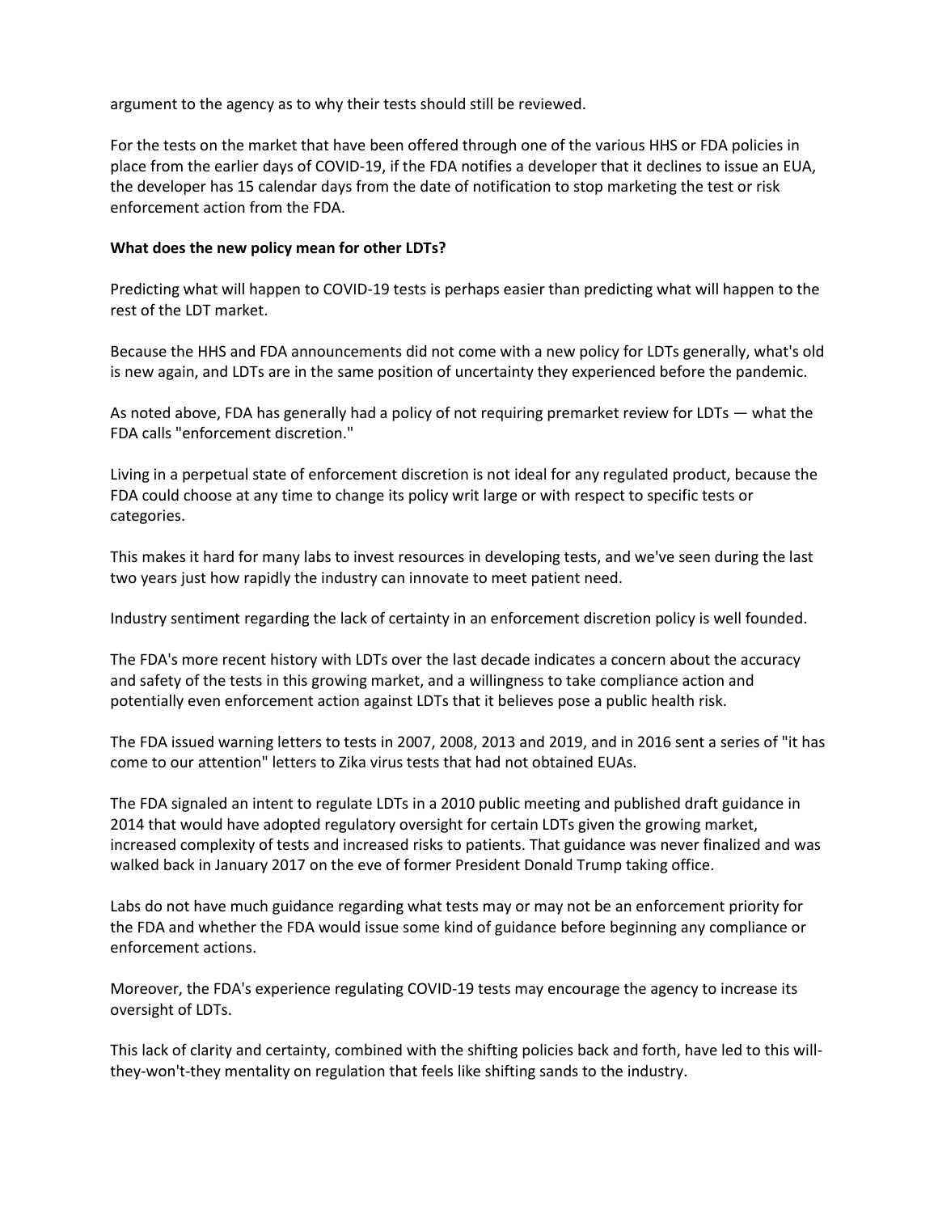argument to the agency as to why their tests should still be reviewed.

For the tests on the market that have been offered through one of the various HHS or FDA policies in place from the earlier days of COVID-19, if the FDA notifies a developer that it declines to issue an EUA, the developer has 15 calendar days from the date of notification to stop marketing the test or risk enforcement action from the FDA.

**What does the new policy mean for other LDTs?**

Predicting what will happen to COVID-19 tests is perhaps easier than predicting what will happen to the rest of the LDT market.

Because the HHS and FDA announcements did not come with a new policy for LDTs generally, what's old is new again, and LDTs are in the same position of uncertainty they experienced before the pandemic.

As noted above, FDA has generally had a policy of not requiring premarket review for LDTs — what the FDA calls "enforcement discretion."

Living in a perpetual state of enforcement discretion is not ideal for any regulated product, because the FDA could choose at any time to change its policy writ large or with respect to specific tests or categories.

This makes it hard for many labs to invest resources in developing tests, and we've seen during the last two years just how rapidly the industry can innovate to meet patient need.

Industry sentiment regarding the lack of certainty in an enforcement discretion policy is well founded.

The FDA's more recent history with LDTs over the last decade indicates a concern about the accuracy and safety of the tests in this growing market, and a willingness to take compliance action and potentially even enforcement action against LDTs that it believes pose a public health risk.

The FDA issued warning letters to tests in 2007, 2008, 2013 and 2019, and in 2016 sent a series of "it has come to our attention" letters to Zika virus tests that had not obtained EUAs.

The FDA signaled an intent to regulate LDTs in a 2010 public meeting and published draft guidance in 2014 that would have adopted regulatory oversight for certain LDTs given the growing market, increased complexity of tests and increased risks to patients. That guidance was never finalized and was walked back in January 2017 on the eve of former President Donald Trump taking office.

Labs do not have much guidance regarding what tests may or may not be an enforcement priority for the FDA and whether the FDA would issue some kind of guidance before beginning any compliance or enforcement actions.

Moreover, the FDA's experience regulating COVID-19 tests may encourage the agency to increase its oversight of LDTs.

This lack of clarity and certainty, combined with the shifting policies back and forth, have led to this will-they-won't-they mentality on regulation that feels like shifting sands to the industry.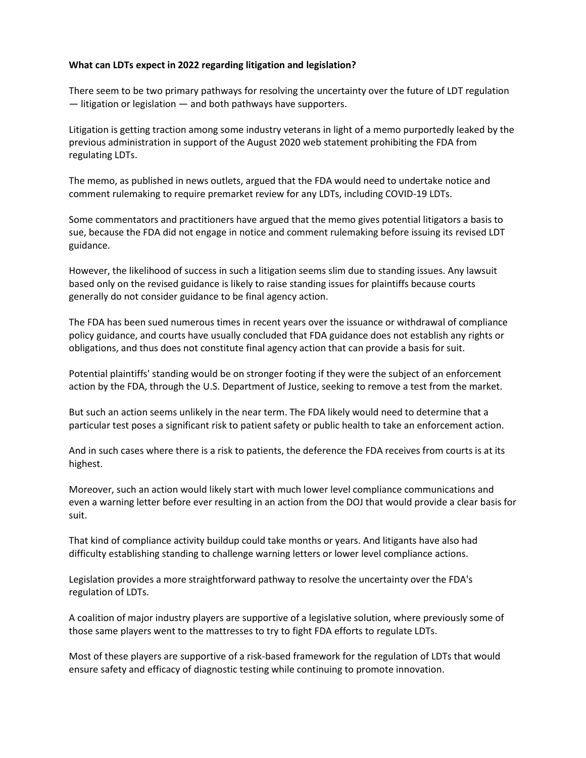**What can LDTs expect in 2022 regarding litigation and legislation?**

There seem to be two primary pathways for resolving the uncertainty over the future of LDT regulation — litigation or legislation — and both pathways have supporters.

Litigation is getting traction among some industry veterans in light of a memo purportedly leaked by the previous administration in support of the August 2020 web statement prohibiting the FDA from regulating LDTs.

The memo, as published in news outlets, argued that the FDA would need to undertake notice and comment rulemaking to require premarket review for any LDTs, including COVID-19 LDTs.

Some commentators and practitioners have argued that the memo gives potential litigators a basis to sue, because the FDA did not engage in notice and comment rulemaking before issuing its revised LDT guidance.

However, the likelihood of success in such a litigation seems slim due to standing issues. Any lawsuit based only on the revised guidance is likely to raise standing issues for plaintiffs because courts generally do not consider guidance to be final agency action.

The FDA has been sued numerous times in recent years over the issuance or withdrawal of compliance policy guidance, and courts have usually concluded that FDA guidance does not establish any rights or obligations, and thus does not constitute final agency action that can provide a basis for suit.

Potential plaintiffs' standing would be on stronger footing if they were the subject of an enforcement action by the FDA, through the U.S. Department of Justice, seeking to remove a test from the market.

But such an action seems unlikely in the near term. The FDA likely would need to determine that a particular test poses a significant risk to patient safety or public health to take an enforcement action.

And in such cases where there is a risk to patients, the deference the FDA receives from courts is at its highest.

Moreover, such an action would likely start with much lower level compliance communications and even a warning letter before ever resulting in an action from the DOJ that would provide a clear basis for suit.

That kind of compliance activity buildup could take months or years. And litigants have also had difficulty establishing standing to challenge warning letters or lower level compliance actions.

Legislation provides a more straightforward pathway to resolve the uncertainty over the FDA's regulation of LDTs.

A coalition of major industry players are supportive of a legislative solution, where previously some of those same players went to the mattresses to try to fight FDA efforts to regulate LDTs.

Most of these players are supportive of a risk-based framework for the regulation of LDTs that would ensure safety and efficacy of diagnostic testing while continuing to promote innovation.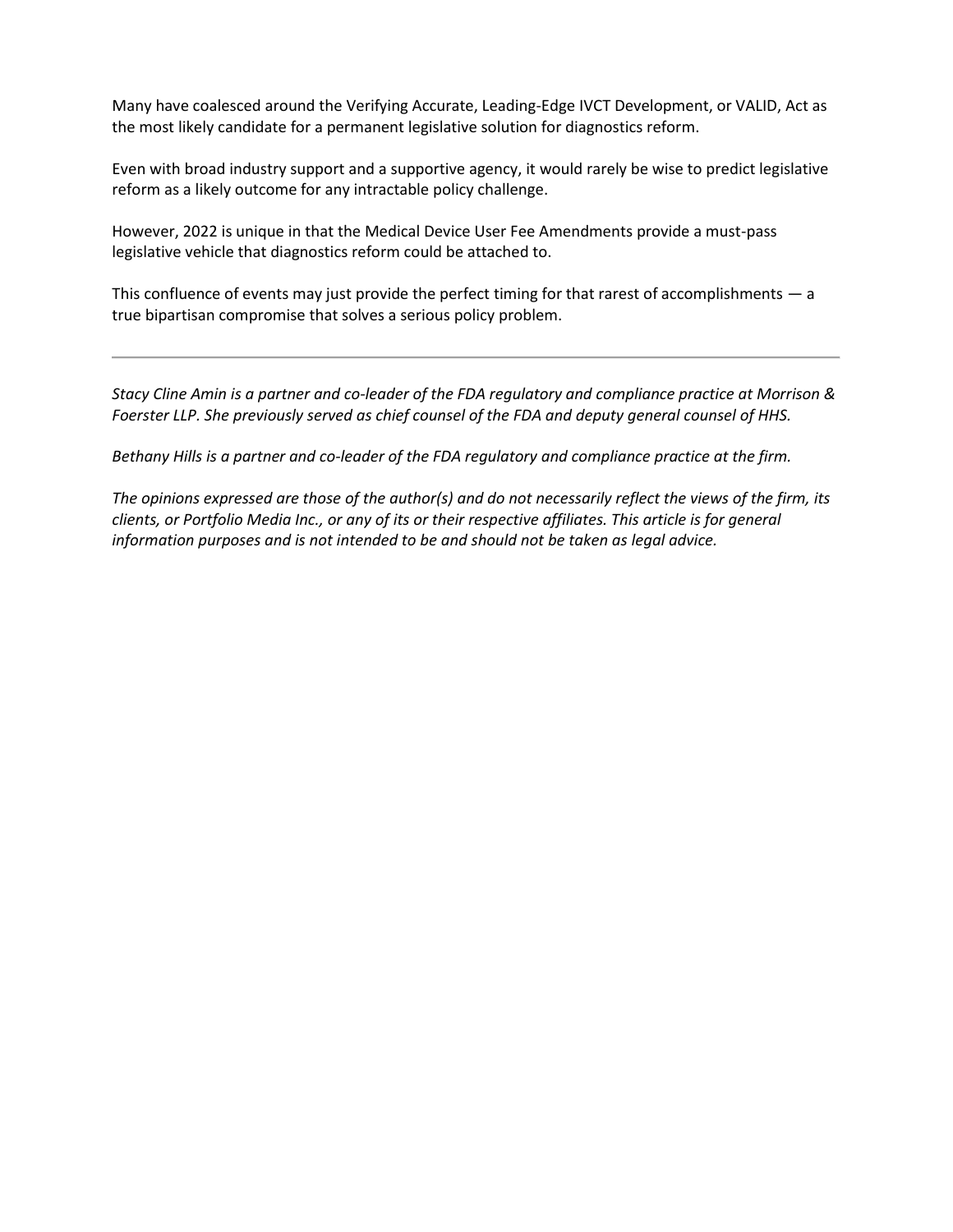Many have coalesced around the Verifying Accurate, Leading-Edge IVCT Development, or VALID, Act as the most likely candidate for a permanent legislative solution for diagnostics reform.

Even with broad industry support and a supportive agency, it would rarely be wise to predict legislative reform as a likely outcome for any intractable policy challenge.

However, 2022 is unique in that the Medical Device User Fee Amendments provide a must-pass legislative vehicle that diagnostics reform could be attached to.

This confluence of events may just provide the perfect timing for that rarest of accomplishments — a true bipartisan compromise that solves a serious policy problem.

---

*Stacy Cline Amin is a partner and co-leader of the FDA regulatory and compliance practice at Morrison & Foerster LLP. She previously served as chief counsel of the FDA and deputy general counsel of HHS.*

*Bethany Hills is a partner and co-leader of the FDA regulatory and compliance practice at the firm.*

*The opinions expressed are those of the author(s) and do not necessarily reflect the views of the firm, its clients, or Portfolio Media Inc., or any of its or their respective affiliates. This article is for general information purposes and is not intended to be and should not be taken as legal advice.*